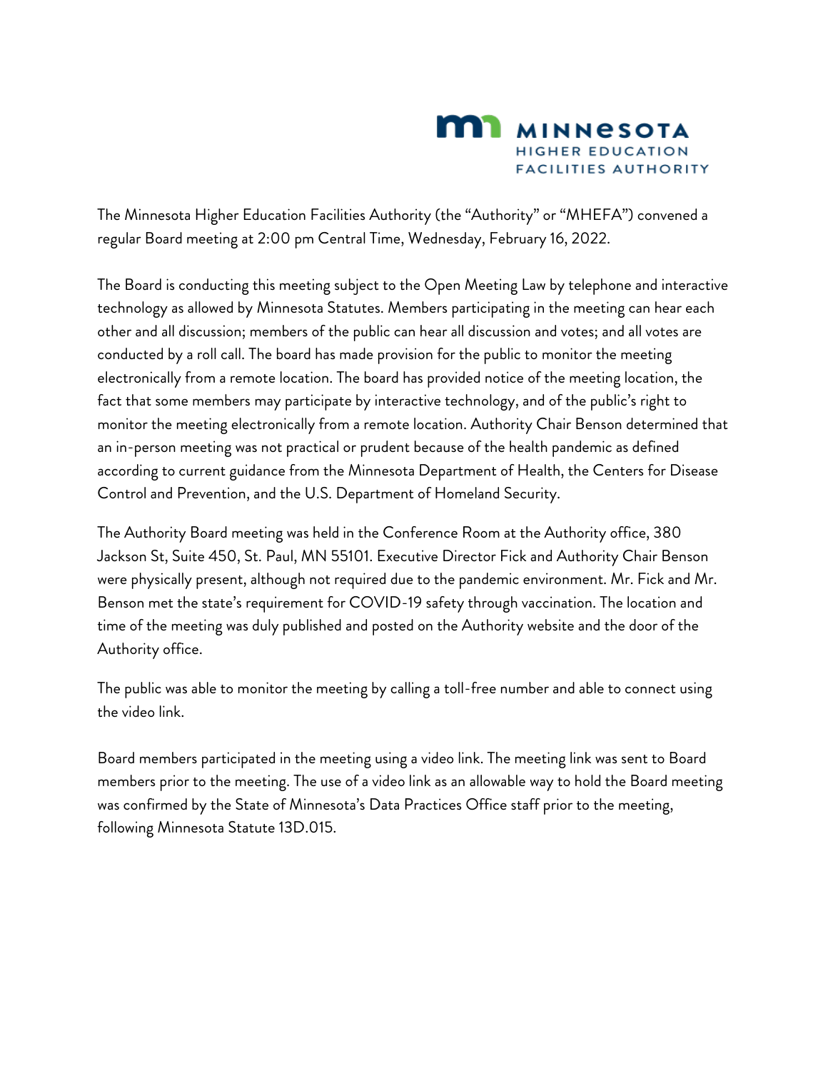The Minnesota Higher Education Facilities Authority (the "Authority" or "MHEFA") convened a regular Board meeting at 2:00 pm Central Time, Wednesday, February 16, 2022.

The Board is conducting this meeting subject to the Open Meeting Law by telephone and interactive technology as allowed by Minnesota Statutes. Members participating in the meeting can hear each other and all discussion; members of the public can hear all discussion and votes; and all votes are conducted by a roll call. The board has made provision for the public to monitor the meeting electronically from a remote location. The board has provided notice of the meeting location, the fact that some members may participate by interactive technology, and of the public's right to monitor the meeting electronically from a remote location. Authority Chair Benson determined that an in-person meeting was not practical or prudent because of the health pandemic as defined according to current guidance from the Minnesota Department of Health, the Centers for Disease Control and Prevention, and the U.S. Department of Homeland Security.

The Authority Board meeting was held in the Conference Room at the Authority office, 380 Jackson St, Suite 450, St. Paul, MN 55101. Executive Director Fick and Authority Chair Benson were physically present, although not required due to the pandemic environment. Mr. Fick and Mr. Benson met the state's requirement for COVID-19 safety through vaccination. The location and time of the meeting was duly published and posted on the Authority website and the door of the Authority office.

The public was able to monitor the meeting by calling a toll-free number and able to connect using the video link.

Board members participated in the meeting using a video link. The meeting link was sent to Board members prior to the meeting. The use of a video link as an allowable way to hold the Board meeting was confirmed by the State of Minnesota's Data Practices Office staff prior to the meeting, following Minnesota Statute 13D.015.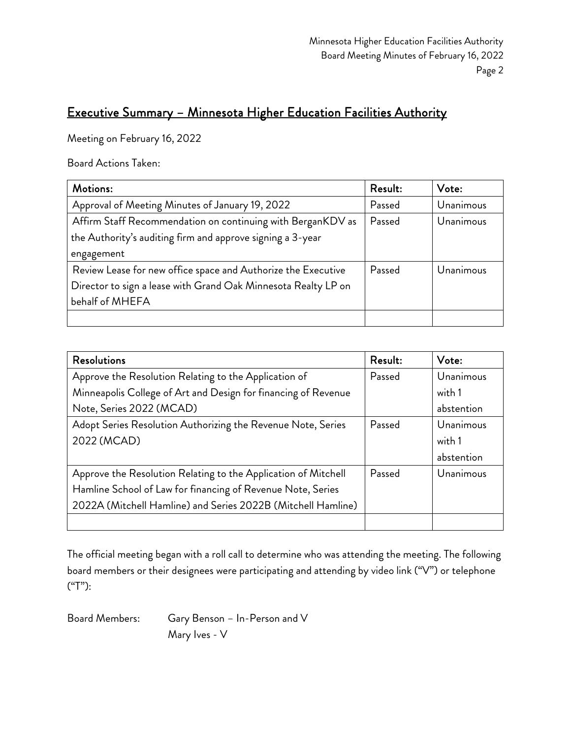## Executive Summary – Minnesota Higher Education Facilities Authority

Meeting on February 16, 2022

Board Actions Taken:

| Motions: | Result: | Vote: |
| --- | --- | --- |
| Approval of Meeting Minutes of January 19, 2022 | Passed | Unanimous |
| Affirm Staff Recommendation on continuing with BerganKDV as the Authority's auditing firm and approve signing a 3-year engagement | Passed | Unanimous |
| Review Lease for new office space and Authorize the Executive Director to sign a lease with Grand Oak Minnesota Realty LP on behalf of MHEFA | Passed | Unanimous |
| | | |

| Resolutions | Result: | Vote: |
| --- | --- | --- |
| Approve the Resolution Relating to the Application of Minneapolis College of Art and Design for financing of Revenue Note, Series 2022 (MCAD) | Passed | Unanimous with 1 abstention |
| Adopt Series Resolution Authorizing the Revenue Note, Series 2022 (MCAD) | Passed | Unanimous with 1 abstention |
| Approve the Resolution Relating to the Application of Mitchell Hamline School of Law for financing of Revenue Note, Series 2022A (Mitchell Hamline) and Series 2022B (Mitchell Hamline) | Passed | Unanimous |
| | | |

The official meeting began with a roll call to determine who was attending the meeting. The following board members or their designees were participating and attending by video link ("V") or telephone ("T"):

Board Members: Gary Benson – In-Person and V
Mary Ives - V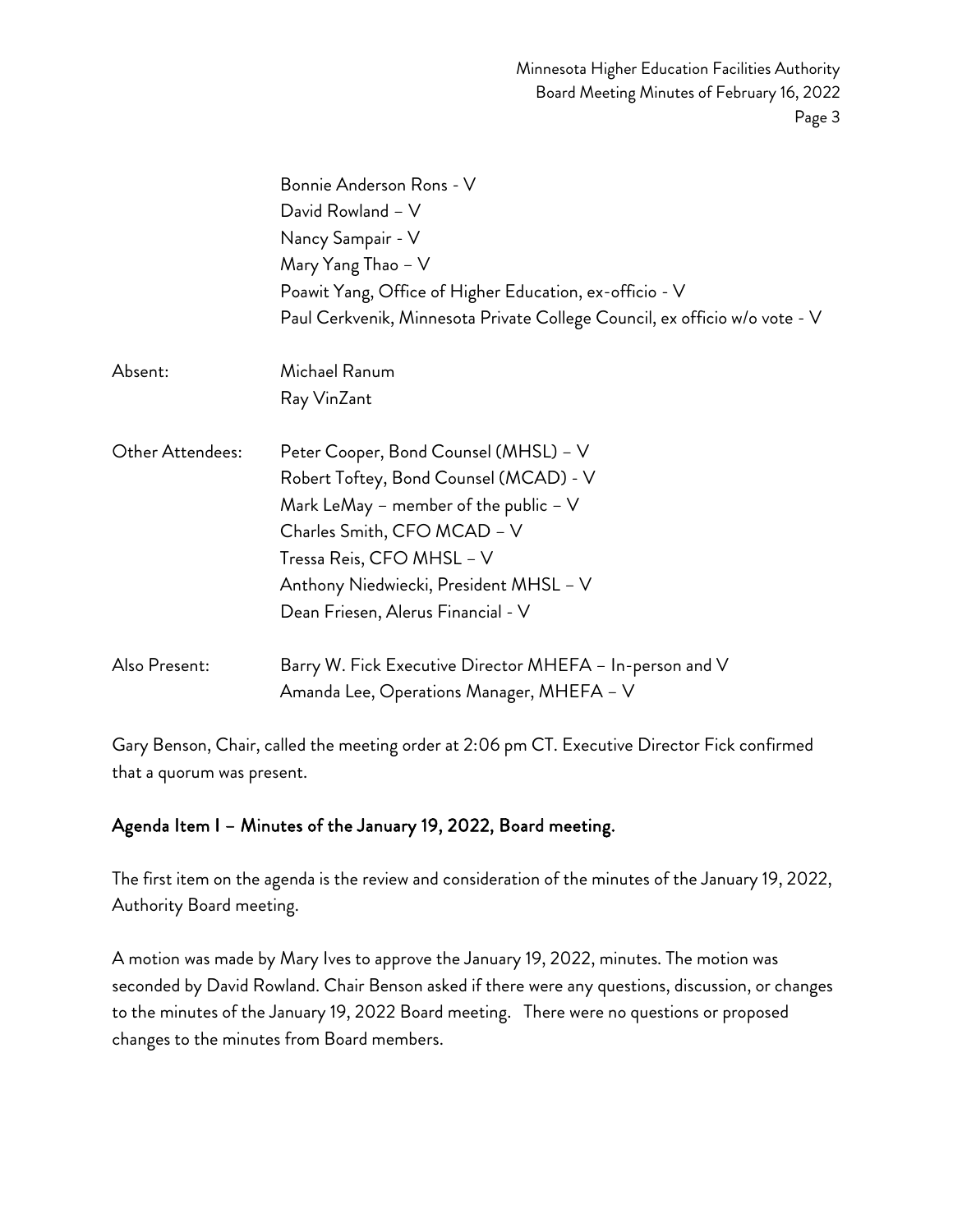| | |
|---|---|
| | Bonnie Anderson Rons - V |
| | David Rowland – V |
| | Nancy Sampair - V |
| | Mary Yang Thao – V |
| | Poawit Yang, Office of Higher Education, ex-officio - V |
| | Paul Cerkvenik, Minnesota Private College Council, ex officio w/o vote - V |
| Absent: | Michael Ranum |
| | Ray VinZant |
| Other Attendees: | Peter Cooper, Bond Counsel (MHSL) – V |
| | Robert Toftey, Bond Counsel (MCAD) - V |
| | Mark LeMay – member of the public – V |
| | Charles Smith, CFO MCAD – V |
| | Tressa Reis, CFO MHSL – V |
| | Anthony Niedwiecki, President MHSL – V |
| | Dean Friesen, Alerus Financial - V |
| Also Present: | Barry W. Fick Executive Director MHEFA – In-person and V |
| | Amanda Lee, Operations Manager, MHEFA – V |

Gary Benson, Chair, called the meeting order at 2:06 pm CT. Executive Director Fick confirmed that a quorum was present.

## Agenda Item I – Minutes of the January 19, 2022, Board meeting.

The first item on the agenda is the review and consideration of the minutes of the January 19, 2022, Authority Board meeting.

A motion was made by Mary Ives to approve the January 19, 2022, minutes. The motion was seconded by David Rowland. Chair Benson asked if there were any questions, discussion, or changes to the minutes of the January 19, 2022 Board meeting. There were no questions or proposed changes to the minutes from Board members.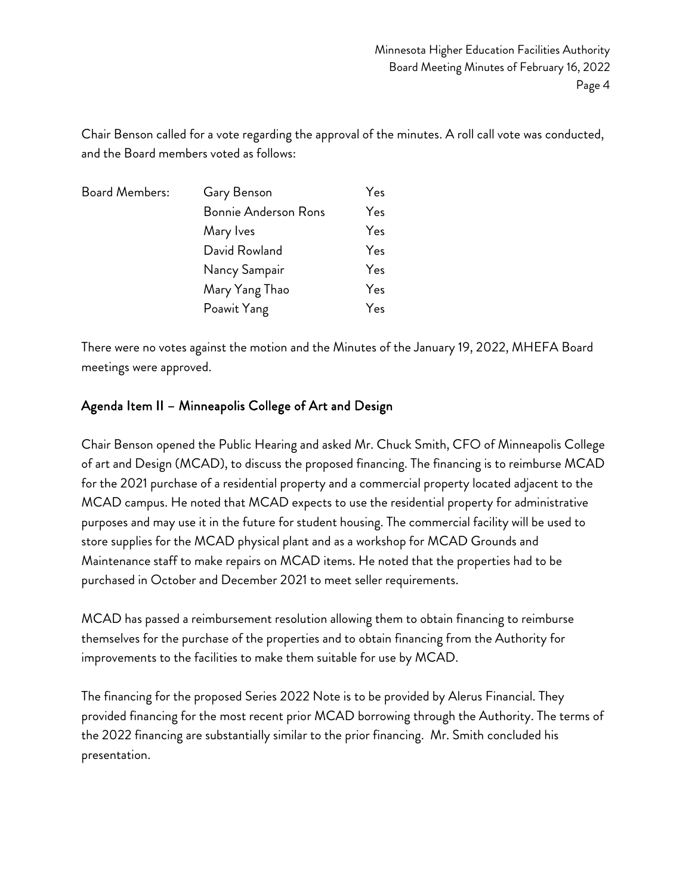Chair Benson called for a vote regarding the approval of the minutes. A roll call vote was conducted, and the Board members voted as follows:

| Board Members: | Gary Benson | Yes |
| --- | --- | --- |
| | Bonnie Anderson Rons | Yes |
| | Mary Ives | Yes |
| | David Rowland | Yes |
| | Nancy Sampair | Yes |
| | Mary Yang Thao | Yes |
| | Poawit Yang | Yes |

There were no votes against the motion and the Minutes of the January 19, 2022, MHEFA Board meetings were approved.

## Agenda Item II – Minneapolis College of Art and Design

Chair Benson opened the Public Hearing and asked Mr. Chuck Smith, CFO of Minneapolis College of art and Design (MCAD), to discuss the proposed financing. The financing is to reimburse MCAD for the 2021 purchase of a residential property and a commercial property located adjacent to the MCAD campus. He noted that MCAD expects to use the residential property for administrative purposes and may use it in the future for student housing. The commercial facility will be used to store supplies for the MCAD physical plant and as a workshop for MCAD Grounds and Maintenance staff to make repairs on MCAD items. He noted that the properties had to be purchased in October and December 2021 to meet seller requirements.

MCAD has passed a reimbursement resolution allowing them to obtain financing to reimburse themselves for the purchase of the properties and to obtain financing from the Authority for improvements to the facilities to make them suitable for use by MCAD.

The financing for the proposed Series 2022 Note is to be provided by Alerus Financial. They provided financing for the most recent prior MCAD borrowing through the Authority. The terms of the 2022 financing are substantially similar to the prior financing. Mr. Smith concluded his presentation.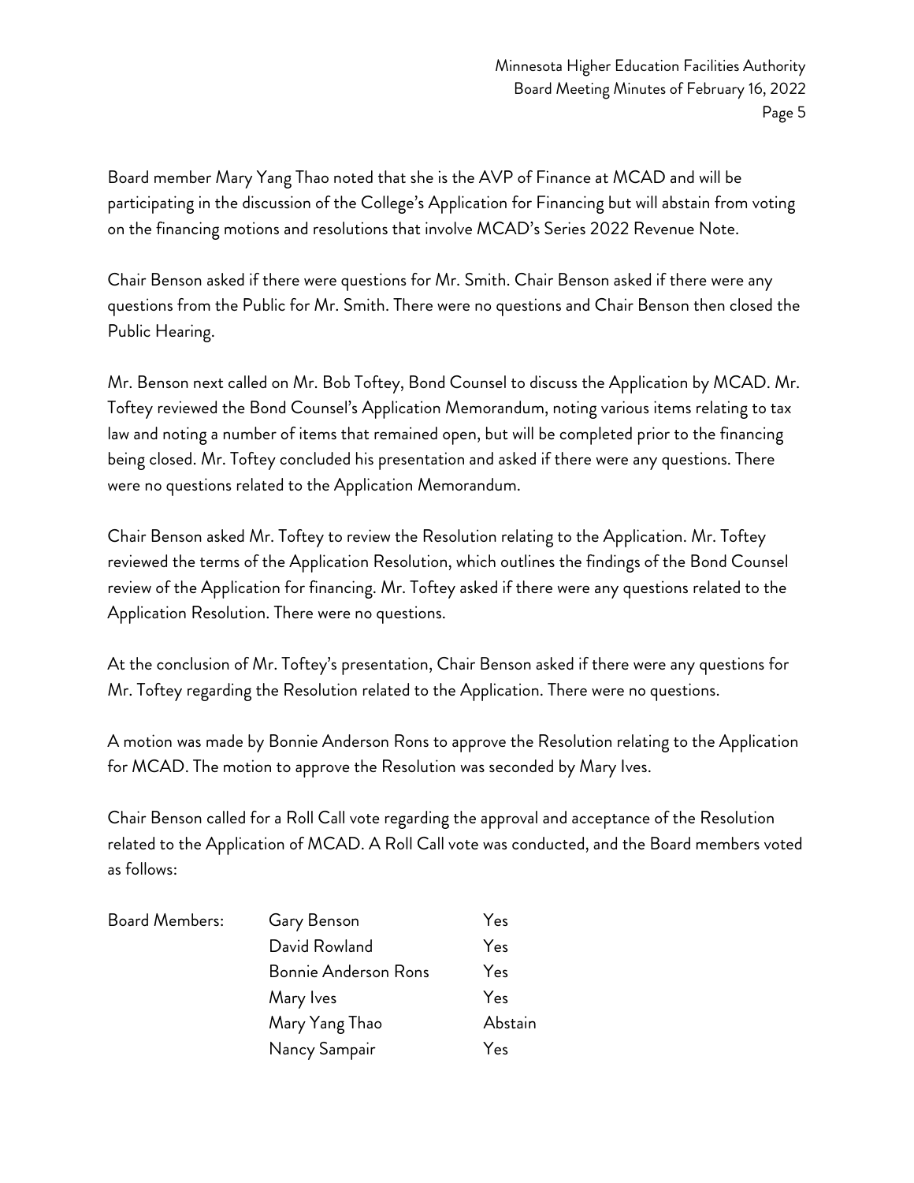Board member Mary Yang Thao noted that she is the AVP of Finance at MCAD and will be participating in the discussion of the College's Application for Financing but will abstain from voting on the financing motions and resolutions that involve MCAD's Series 2022 Revenue Note.

Chair Benson asked if there were questions for Mr. Smith. Chair Benson asked if there were any questions from the Public for Mr. Smith. There were no questions and Chair Benson then closed the Public Hearing.

Mr. Benson next called on Mr. Bob Toftey, Bond Counsel to discuss the Application by MCAD. Mr. Toftey reviewed the Bond Counsel's Application Memorandum, noting various items relating to tax law and noting a number of items that remained open, but will be completed prior to the financing being closed. Mr. Toftey concluded his presentation and asked if there were any questions. There were no questions related to the Application Memorandum.

Chair Benson asked Mr. Toftey to review the Resolution relating to the Application. Mr. Toftey reviewed the terms of the Application Resolution, which outlines the findings of the Bond Counsel review of the Application for financing. Mr. Toftey asked if there were any questions related to the Application Resolution. There were no questions.

At the conclusion of Mr. Toftey's presentation, Chair Benson asked if there were any questions for Mr. Toftey regarding the Resolution related to the Application. There were no questions.

A motion was made by Bonnie Anderson Rons to approve the Resolution relating to the Application for MCAD. The motion to approve the Resolution was seconded by Mary Ives.

Chair Benson called for a Roll Call vote regarding the approval and acceptance of the Resolution related to the Application of MCAD. A Roll Call vote was conducted, and the Board members voted as follows:

| Board Members: | Gary Benson | Yes |
|---|---|---|
| | David Rowland | Yes |
| | Bonnie Anderson Rons | Yes |
| | Mary Ives | Yes |
| | Mary Yang Thao | Abstain |
| | Nancy Sampair | Yes |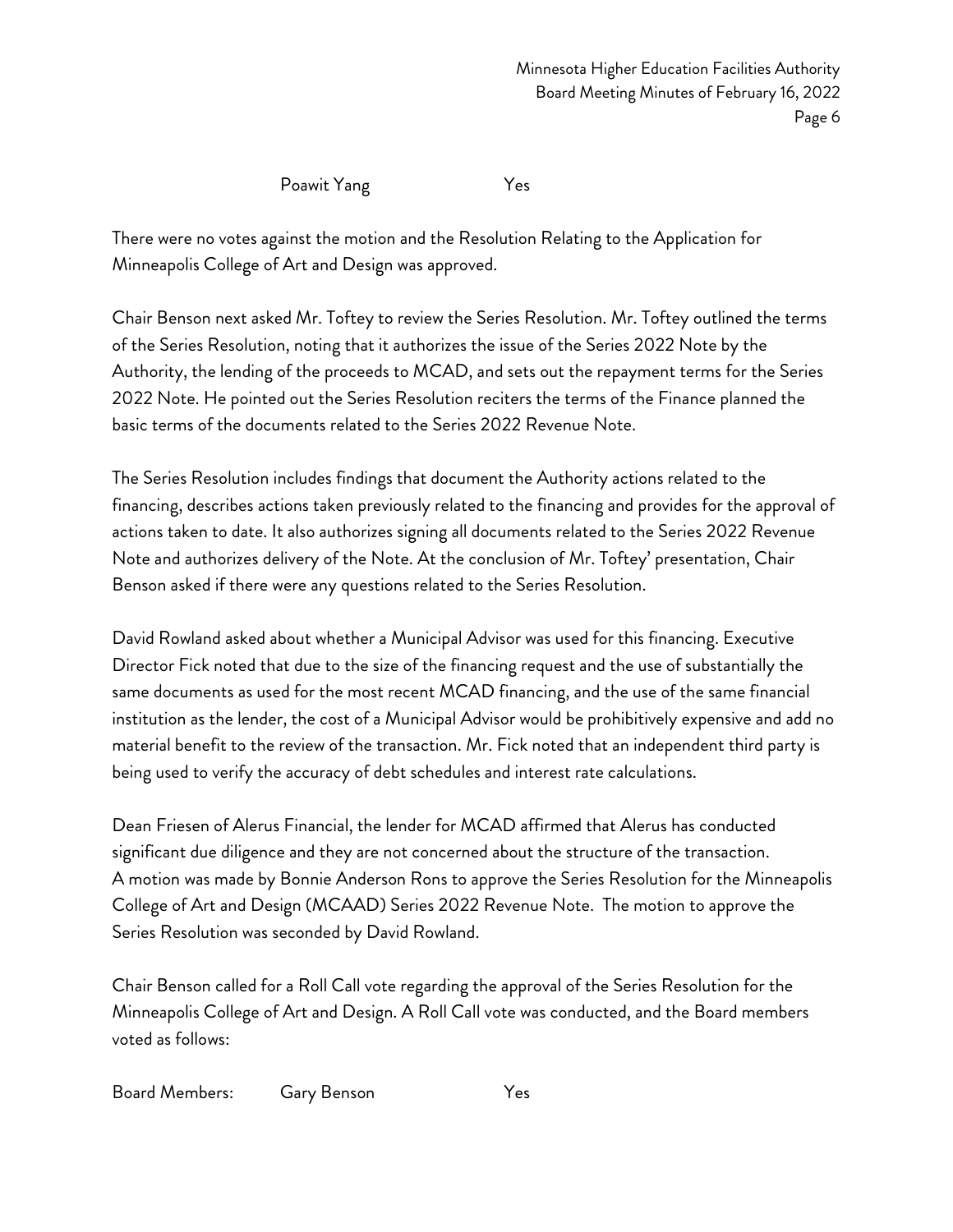Poawit Yang Yes

There were no votes against the motion and the Resolution Relating to the Application for Minneapolis College of Art and Design was approved.

Chair Benson next asked Mr. Toftey to review the Series Resolution. Mr. Toftey outlined the terms of the Series Resolution, noting that it authorizes the issue of the Series 2022 Note by the Authority, the lending of the proceeds to MCAD, and sets out the repayment terms for the Series 2022 Note. He pointed out the Series Resolution reciters the terms of the Finance planned the basic terms of the documents related to the Series 2022 Revenue Note.

The Series Resolution includes findings that document the Authority actions related to the financing, describes actions taken previously related to the financing and provides for the approval of actions taken to date. It also authorizes signing all documents related to the Series 2022 Revenue Note and authorizes delivery of the Note. At the conclusion of Mr. Toftey' presentation, Chair Benson asked if there were any questions related to the Series Resolution.

David Rowland asked about whether a Municipal Advisor was used for this financing. Executive Director Fick noted that due to the size of the financing request and the use of substantially the same documents as used for the most recent MCAD financing, and the use of the same financial institution as the lender, the cost of a Municipal Advisor would be prohibitively expensive and add no material benefit to the review of the transaction. Mr. Fick noted that an independent third party is being used to verify the accuracy of debt schedules and interest rate calculations.

Dean Friesen of Alerus Financial, the lender for MCAD affirmed that Alerus has conducted significant due diligence and they are not concerned about the structure of the transaction.
A motion was made by Bonnie Anderson Rons to approve the Series Resolution for the Minneapolis College of Art and Design (MCAAD) Series 2022 Revenue Note. The motion to approve the Series Resolution was seconded by David Rowland.

Chair Benson called for a Roll Call vote regarding the approval of the Series Resolution for the Minneapolis College of Art and Design. A Roll Call vote was conducted, and the Board members voted as follows:

Board Members: Gary Benson Yes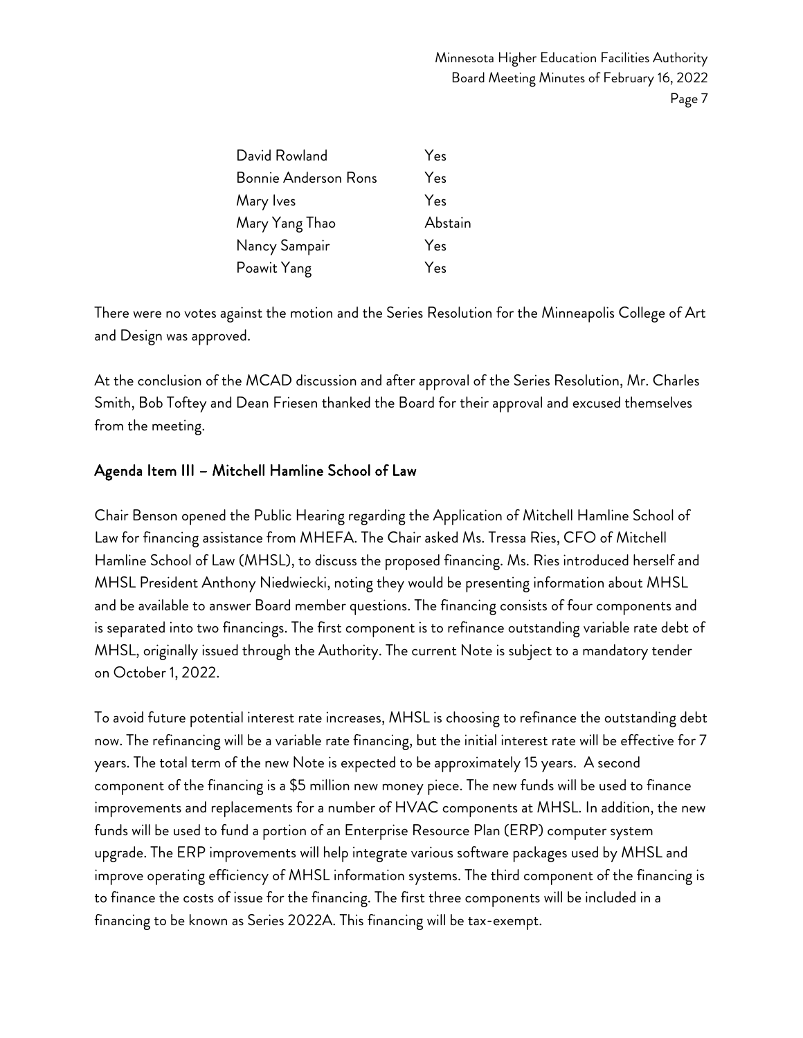| | |
|---|---|
| David Rowland | Yes |
| Bonnie Anderson Rons | Yes |
| Mary Ives | Yes |
| Mary Yang Thao | Abstain |
| Nancy Sampair | Yes |
| Poawit Yang | Yes |

There were no votes against the motion and the Series Resolution for the Minneapolis College of Art and Design was approved.

At the conclusion of the MCAD discussion and after approval of the Series Resolution, Mr. Charles Smith, Bob Toftey and Dean Friesen thanked the Board for their approval and excused themselves from the meeting.

## Agenda Item III – Mitchell Hamline School of Law

Chair Benson opened the Public Hearing regarding the Application of Mitchell Hamline School of Law for financing assistance from MHEFA. The Chair asked Ms. Tressa Ries, CFO of Mitchell Hamline School of Law (MHSL), to discuss the proposed financing. Ms. Ries introduced herself and MHSL President Anthony Niedwiecki, noting they would be presenting information about MHSL and be available to answer Board member questions. The financing consists of four components and is separated into two financings. The first component is to refinance outstanding variable rate debt of MHSL, originally issued through the Authority. The current Note is subject to a mandatory tender on October 1, 2022.

To avoid future potential interest rate increases, MHSL is choosing to refinance the outstanding debt now. The refinancing will be a variable rate financing, but the initial interest rate will be effective for 7 years. The total term of the new Note is expected to be approximately 15 years. A second component of the financing is a $5 million new money piece. The new funds will be used to finance improvements and replacements for a number of HVAC components at MHSL. In addition, the new funds will be used to fund a portion of an Enterprise Resource Plan (ERP) computer system upgrade. The ERP improvements will help integrate various software packages used by MHSL and improve operating efficiency of MHSL information systems. The third component of the financing is to finance the costs of issue for the financing. The first three components will be included in a financing to be known as Series 2022A. This financing will be tax-exempt.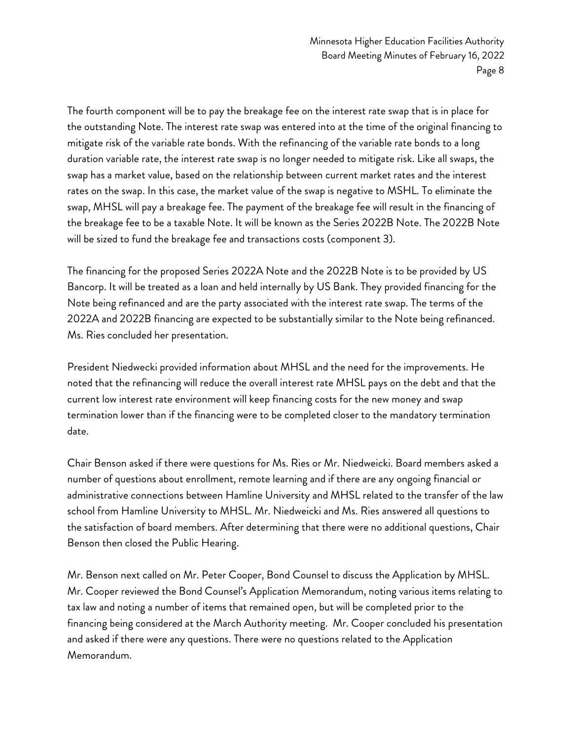The fourth component will be to pay the breakage fee on the interest rate swap that is in place for the outstanding Note. The interest rate swap was entered into at the time of the original financing to mitigate risk of the variable rate bonds. With the refinancing of the variable rate bonds to a long duration variable rate, the interest rate swap is no longer needed to mitigate risk. Like all swaps, the swap has a market value, based on the relationship between current market rates and the interest rates on the swap. In this case, the market value of the swap is negative to MSHL. To eliminate the swap, MHSL will pay a breakage fee. The payment of the breakage fee will result in the financing of the breakage fee to be a taxable Note. It will be known as the Series 2022B Note. The 2022B Note will be sized to fund the breakage fee and transactions costs (component 3).

The financing for the proposed Series 2022A Note and the 2022B Note is to be provided by US Bancorp. It will be treated as a loan and held internally by US Bank. They provided financing for the Note being refinanced and are the party associated with the interest rate swap. The terms of the 2022A and 2022B financing are expected to be substantially similar to the Note being refinanced. Ms. Ries concluded her presentation.

President Niedwecki provided information about MHSL and the need for the improvements. He noted that the refinancing will reduce the overall interest rate MHSL pays on the debt and that the current low interest rate environment will keep financing costs for the new money and swap termination lower than if the financing were to be completed closer to the mandatory termination date.

Chair Benson asked if there were questions for Ms. Ries or Mr. Niedweicki. Board members asked a number of questions about enrollment, remote learning and if there are any ongoing financial or administrative connections between Hamline University and MHSL related to the transfer of the law school from Hamline University to MHSL. Mr. Niedweicki and Ms. Ries answered all questions to the satisfaction of board members. After determining that there were no additional questions, Chair Benson then closed the Public Hearing.

Mr. Benson next called on Mr. Peter Cooper, Bond Counsel to discuss the Application by MHSL. Mr. Cooper reviewed the Bond Counsel's Application Memorandum, noting various items relating to tax law and noting a number of items that remained open, but will be completed prior to the financing being considered at the March Authority meeting. Mr. Cooper concluded his presentation and asked if there were any questions. There were no questions related to the Application Memorandum.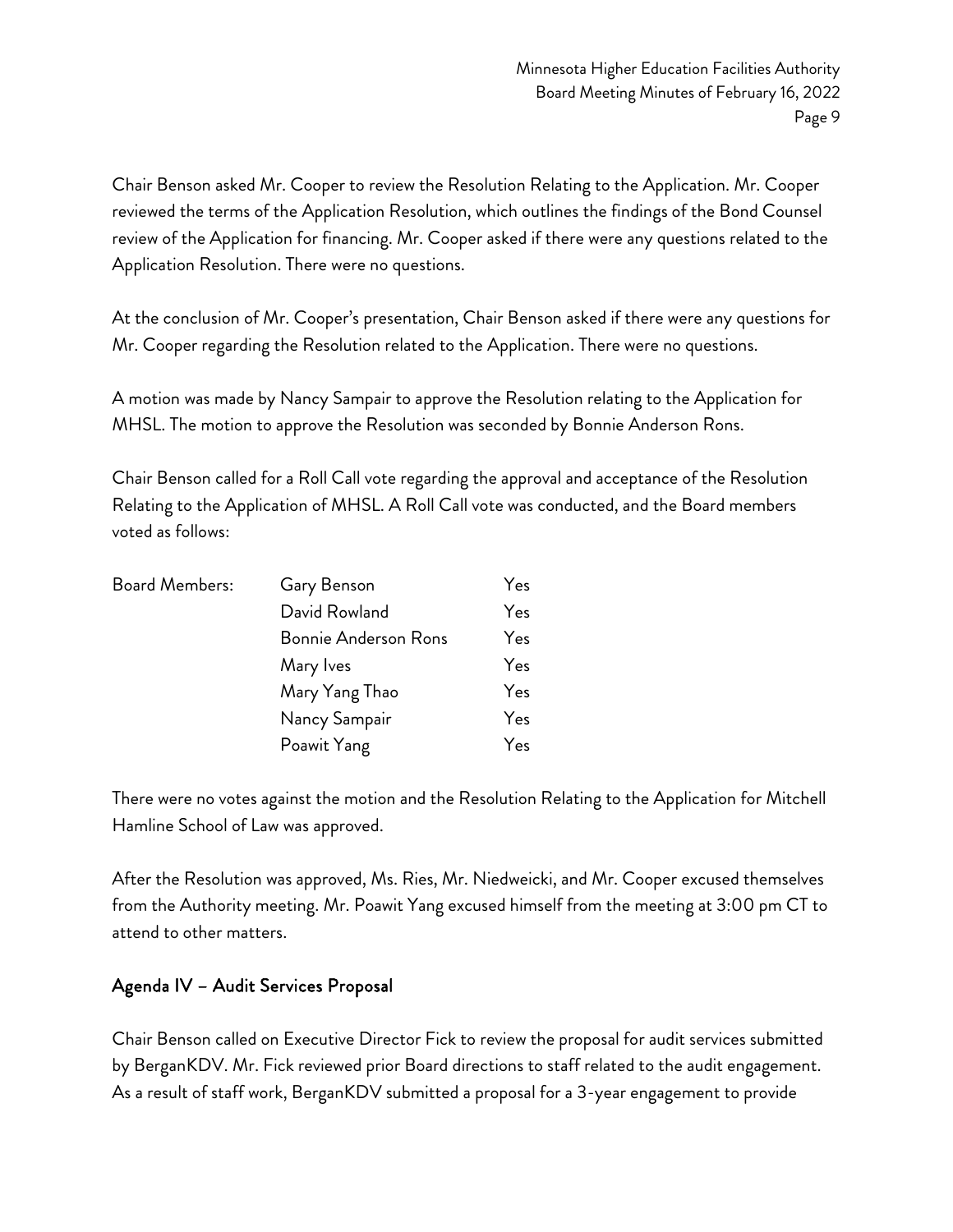Chair Benson asked Mr. Cooper to review the Resolution Relating to the Application. Mr. Cooper reviewed the terms of the Application Resolution, which outlines the findings of the Bond Counsel review of the Application for financing. Mr. Cooper asked if there were any questions related to the Application Resolution. There were no questions.

At the conclusion of Mr. Cooper's presentation, Chair Benson asked if there were any questions for Mr. Cooper regarding the Resolution related to the Application. There were no questions.

A motion was made by Nancy Sampair to approve the Resolution relating to the Application for MHSL. The motion to approve the Resolution was seconded by Bonnie Anderson Rons.

Chair Benson called for a Roll Call vote regarding the approval and acceptance of the Resolution Relating to the Application of MHSL. A Roll Call vote was conducted, and the Board members voted as follows:

| | | |
|---|---|---|
| Board Members: | Gary Benson | Yes |
| | David Rowland | Yes |
| | Bonnie Anderson Rons | Yes |
| | Mary Ives | Yes |
| | Mary Yang Thao | Yes |
| | Nancy Sampair | Yes |
| | Poawit Yang | Yes |

There were no votes against the motion and the Resolution Relating to the Application for Mitchell Hamline School of Law was approved.

After the Resolution was approved, Ms. Ries, Mr. Niedweicki, and Mr. Cooper excused themselves from the Authority meeting. Mr. Poawit Yang excused himself from the meeting at 3:00 pm CT to attend to other matters.

## Agenda IV – Audit Services Proposal

Chair Benson called on Executive Director Fick to review the proposal for audit services submitted by BerganKDV. Mr. Fick reviewed prior Board directions to staff related to the audit engagement. As a result of staff work, BerganKDV submitted a proposal for a 3-year engagement to provide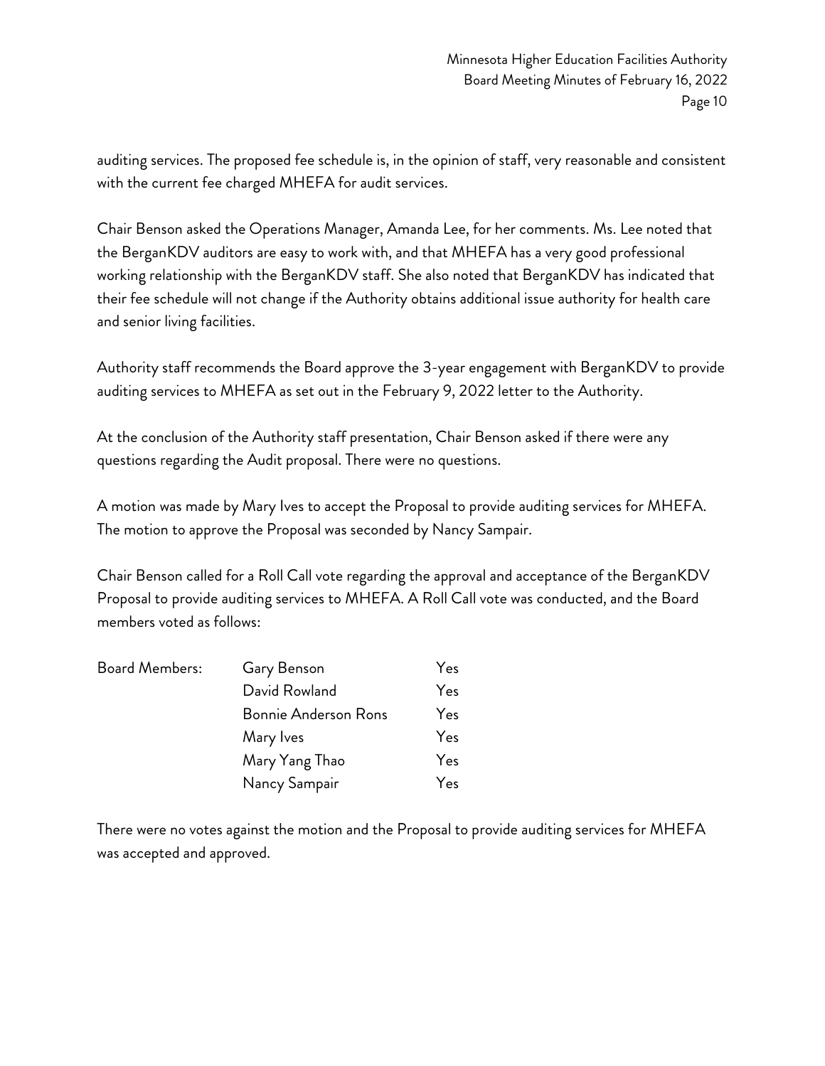auditing services. The proposed fee schedule is, in the opinion of staff, very reasonable and consistent with the current fee charged MHEFA for audit services.

Chair Benson asked the Operations Manager, Amanda Lee, for her comments. Ms. Lee noted that the BerganKDV auditors are easy to work with, and that MHEFA has a very good professional working relationship with the BerganKDV staff. She also noted that BerganKDV has indicated that their fee schedule will not change if the Authority obtains additional issue authority for health care and senior living facilities.

Authority staff recommends the Board approve the 3-year engagement with BerganKDV to provide auditing services to MHEFA as set out in the February 9, 2022 letter to the Authority.

At the conclusion of the Authority staff presentation, Chair Benson asked if there were any questions regarding the Audit proposal. There were no questions.

A motion was made by Mary Ives to accept the Proposal to provide auditing services for MHEFA. The motion to approve the Proposal was seconded by Nancy Sampair.

Chair Benson called for a Roll Call vote regarding the approval and acceptance of the BerganKDV Proposal to provide auditing services to MHEFA. A Roll Call vote was conducted, and the Board members voted as follows:

| Board Members: | Gary Benson | Yes |
|---|---|---|
| | David Rowland | Yes |
| | Bonnie Anderson Rons | Yes |
| | Mary Ives | Yes |
| | Mary Yang Thao | Yes |
| | Nancy Sampair | Yes |

There were no votes against the motion and the Proposal to provide auditing services for MHEFA was accepted and approved.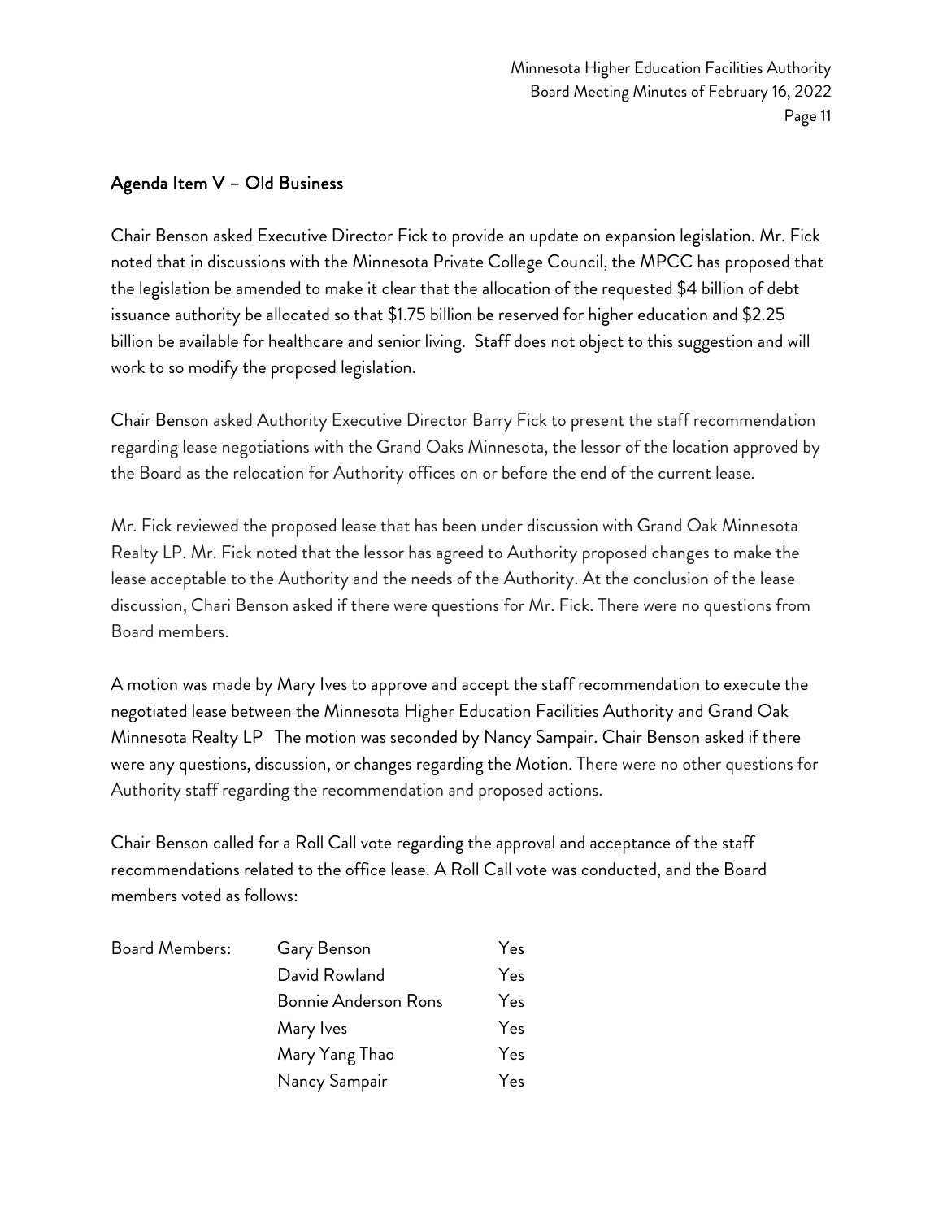## Agenda Item V – Old Business

Chair Benson asked Executive Director Fick to provide an update on expansion legislation. Mr. Fick noted that in discussions with the Minnesota Private College Council, the MPCC has proposed that the legislation be amended to make it clear that the allocation of the requested $4 billion of debt issuance authority be allocated so that $1.75 billion be reserved for higher education and $2.25 billion be available for healthcare and senior living.  Staff does not object to this suggestion and will work to so modify the proposed legislation.

Chair Benson asked Authority Executive Director Barry Fick to present the staff recommendation regarding lease negotiations with the Grand Oaks Minnesota, the lessor of the location approved by the Board as the relocation for Authority offices on or before the end of the current lease.

Mr. Fick reviewed the proposed lease that has been under discussion with Grand Oak Minnesota Realty LP. Mr. Fick noted that the lessor has agreed to Authority proposed changes to make the lease acceptable to the Authority and the needs of the Authority. At the conclusion of the lease discussion, Chari Benson asked if there were questions for Mr. Fick. There were no questions from Board members.

A motion was made by Mary Ives to approve and accept the staff recommendation to execute the negotiated lease between the Minnesota Higher Education Facilities Authority and Grand Oak Minnesota Realty LP   The motion was seconded by Nancy Sampair. Chair Benson asked if there were any questions, discussion, or changes regarding the Motion. There were no other questions for Authority staff regarding the recommendation and proposed actions.

Chair Benson called for a Roll Call vote regarding the approval and acceptance of the staff recommendations related to the office lease. A Roll Call vote was conducted, and the Board members voted as follows:

| Board Members: | Gary Benson | Yes |
|---|---|---|
| | David Rowland | Yes |
| | Bonnie Anderson Rons | Yes |
| | Mary Ives | Yes |
| | Mary Yang Thao | Yes |
| | Nancy Sampair | Yes |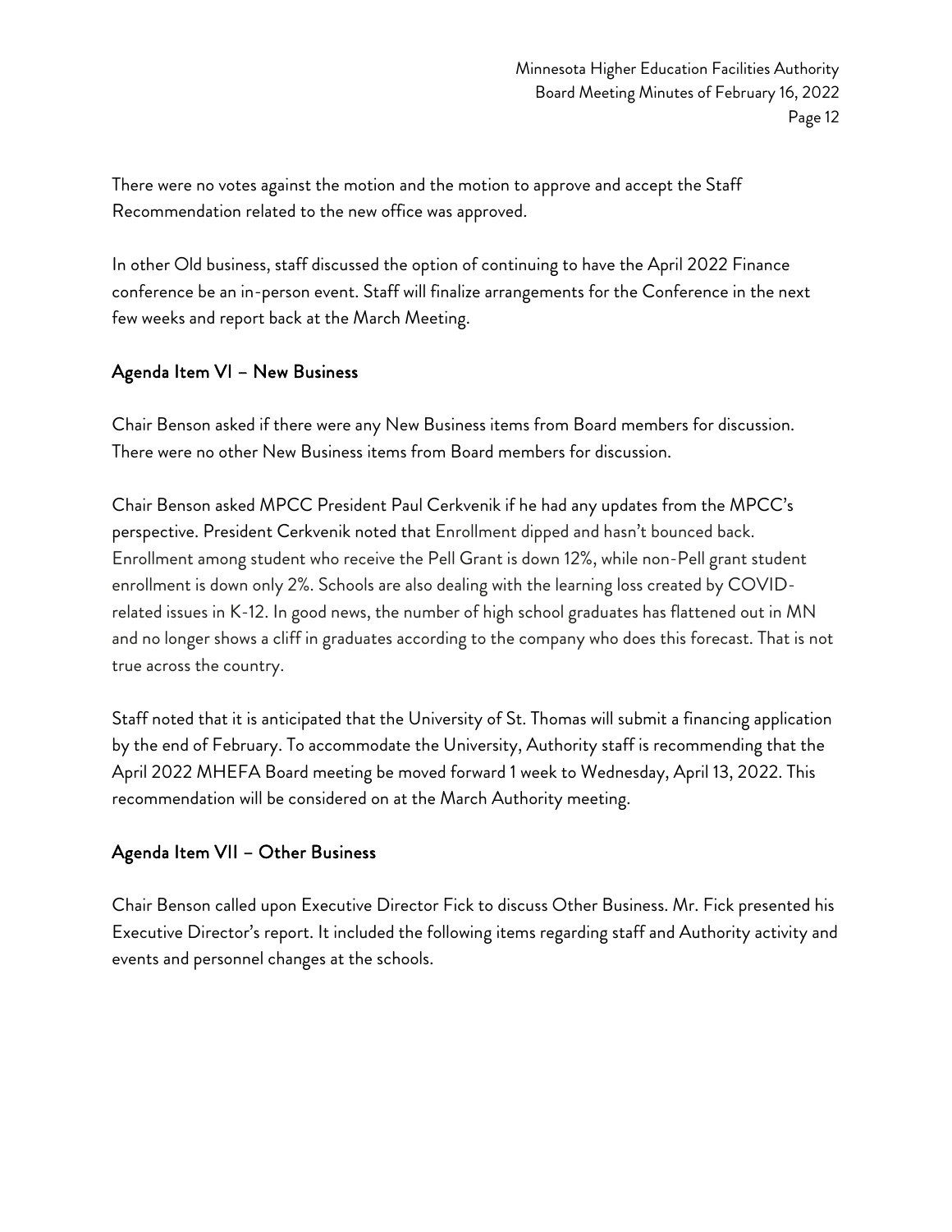There were no votes against the motion and the motion to approve and accept the Staff Recommendation related to the new office was approved.

In other Old business, staff discussed the option of continuing to have the April 2022 Finance conference be an in-person event. Staff will finalize arrangements for the Conference in the next few weeks and report back at the March Meeting.

## Agenda Item VI – New Business

Chair Benson asked if there were any New Business items from Board members for discussion. There were no other New Business items from Board members for discussion.

Chair Benson asked MPCC President Paul Cerkvenik if he had any updates from the MPCC's perspective. President Cerkvenik noted that Enrollment dipped and hasn't bounced back. Enrollment among student who receive the Pell Grant is down 12%, while non-Pell grant student enrollment is down only 2%. Schools are also dealing with the learning loss created by COVID-related issues in K-12. In good news, the number of high school graduates has flattened out in MN and no longer shows a cliff in graduates according to the company who does this forecast. That is not true across the country.

Staff noted that it is anticipated that the University of St. Thomas will submit a financing application by the end of February. To accommodate the University, Authority staff is recommending that the April 2022 MHEFA Board meeting be moved forward 1 week to Wednesday, April 13, 2022. This recommendation will be considered on at the March Authority meeting.

## Agenda Item VII – Other Business

Chair Benson called upon Executive Director Fick to discuss Other Business. Mr. Fick presented his Executive Director's report. It included the following items regarding staff and Authority activity and events and personnel changes at the schools.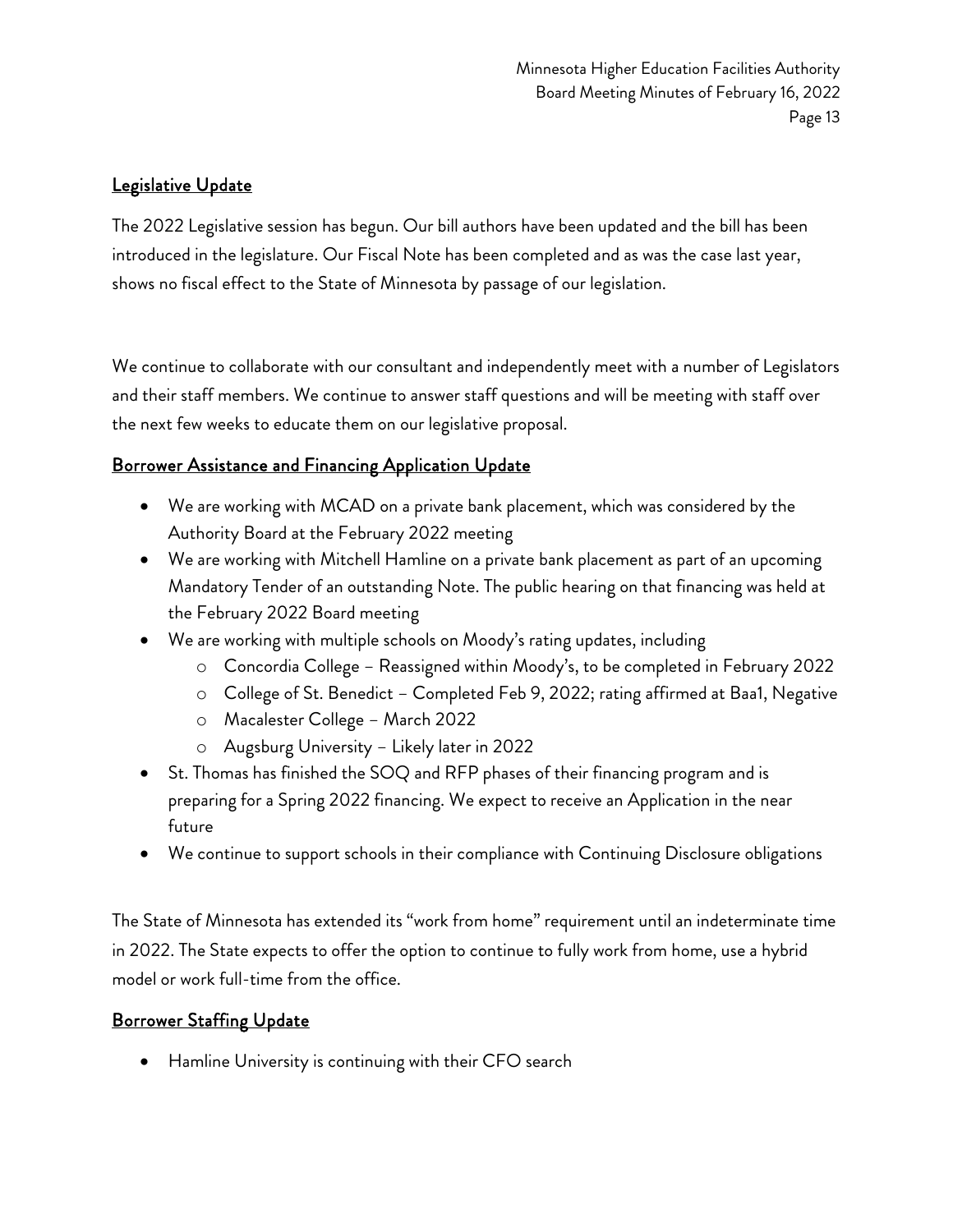## Legislative Update

The 2022 Legislative session has begun. Our bill authors have been updated and the bill has been introduced in the legislature. Our Fiscal Note has been completed and as was the case last year, shows no fiscal effect to the State of Minnesota by passage of our legislation.

We continue to collaborate with our consultant and independently meet with a number of Legislators and their staff members. We continue to answer staff questions and will be meeting with staff over the next few weeks to educate them on our legislative proposal.

## Borrower Assistance and Financing Application Update

- We are working with MCAD on a private bank placement, which was considered by the Authority Board at the February 2022 meeting
- We are working with Mitchell Hamline on a private bank placement as part of an upcoming Mandatory Tender of an outstanding Note. The public hearing on that financing was held at the February 2022 Board meeting
- We are working with multiple schools on Moody's rating updates, including
  - Concordia College – Reassigned within Moody's, to be completed in February 2022
  - College of St. Benedict – Completed Feb 9, 2022; rating affirmed at Baa1, Negative
  - Macalester College – March 2022
  - Augsburg University – Likely later in 2022
- St. Thomas has finished the SOQ and RFP phases of their financing program and is preparing for a Spring 2022 financing. We expect to receive an Application in the near future
- We continue to support schools in their compliance with Continuing Disclosure obligations

The State of Minnesota has extended its "work from home" requirement until an indeterminate time in 2022. The State expects to offer the option to continue to fully work from home, use a hybrid model or work full-time from the office.

## Borrower Staffing Update

- Hamline University is continuing with their CFO search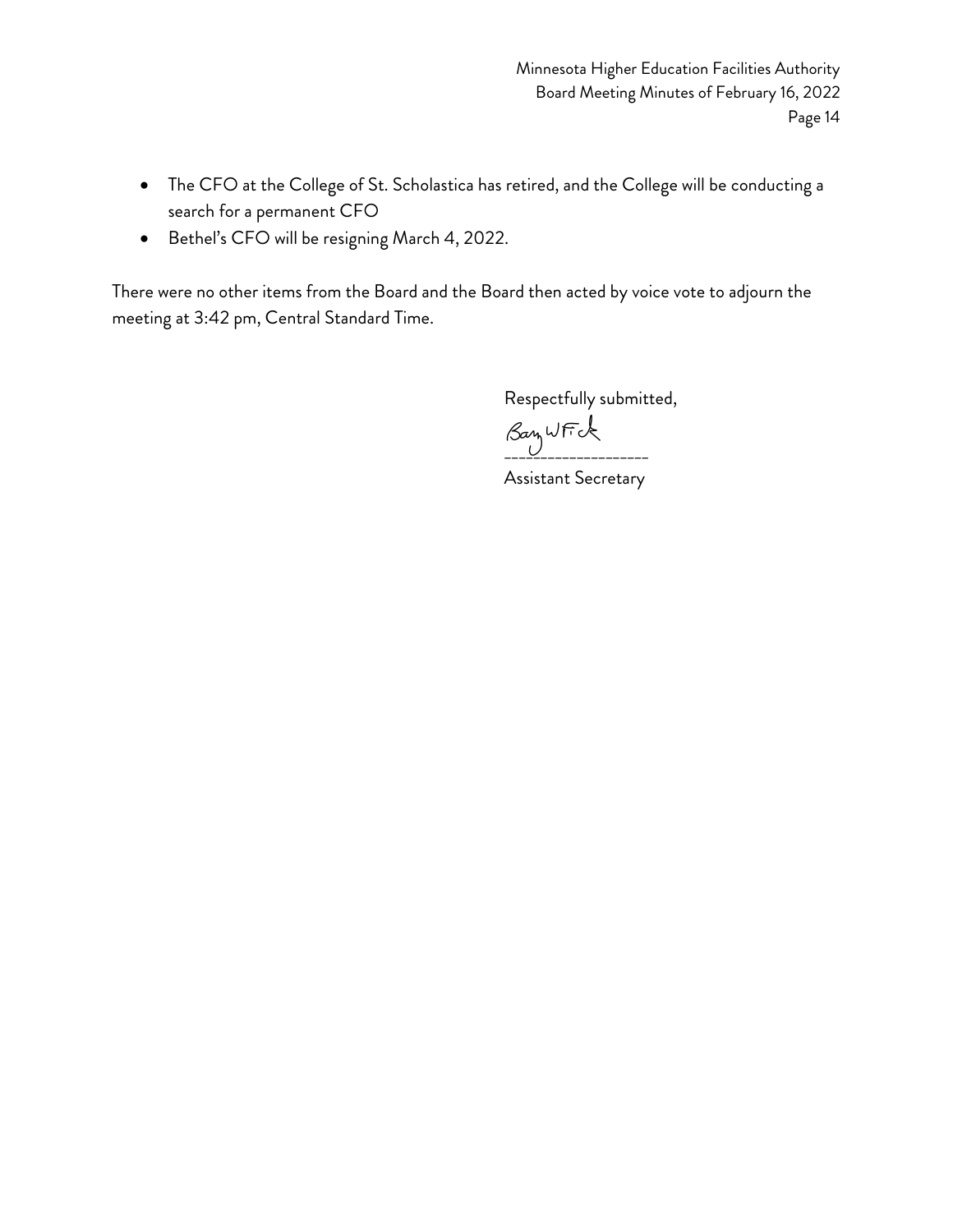- The CFO at the College of St. Scholastica has retired, and the College will be conducting a search for a permanent CFO
- Bethel's CFO will be resigning March 4, 2022.

There were no other items from the Board and the Board then acted by voice vote to adjourn the meeting at 3:42 pm, Central Standard Time.

Respectfully submitted,

Barry W Fick
\_\_\_\_\_\_\_\_\_\_\_\_\_\_\_\_\_\_\_\_

Assistant Secretary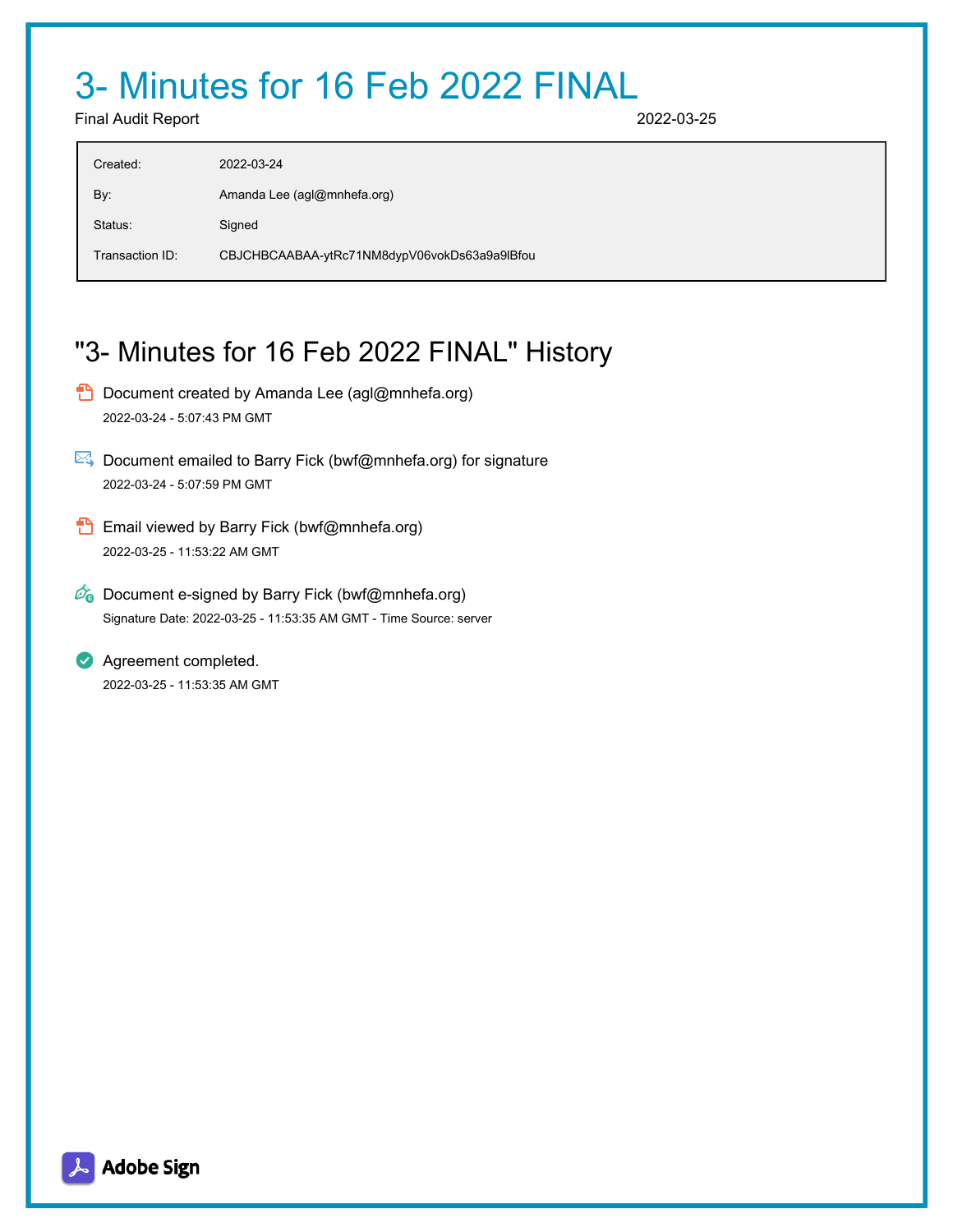# 3- Minutes for 16 Feb 2022 FINAL

Final Audit Report 2022-03-25

| | |
|---|---|
| Created: | 2022-03-24 |
| By: | Amanda Lee (agl@mnhefa.org) |
| Status: | Signed |
| Transaction ID: | CBJCHBCAABAA-ytRc71NM8dypV06vokDs63a9a9lBfou |

## "3- Minutes for 16 Feb 2022 FINAL" History

- Document created by Amanda Lee (agl@mnhefa.org)
  2022-03-24 - 5:07:43 PM GMT

- Document emailed to Barry Fick (bwf@mnhefa.org) for signature
  2022-03-24 - 5:07:59 PM GMT

- Email viewed by Barry Fick (bwf@mnhefa.org)
  2022-03-25 - 11:53:22 AM GMT

- Document e-signed by Barry Fick (bwf@mnhefa.org)
  Signature Date: 2022-03-25 - 11:53:35 AM GMT - Time Source: server

- Agreement completed.
  2022-03-25 - 11:53:35 AM GMT

Adobe Sign